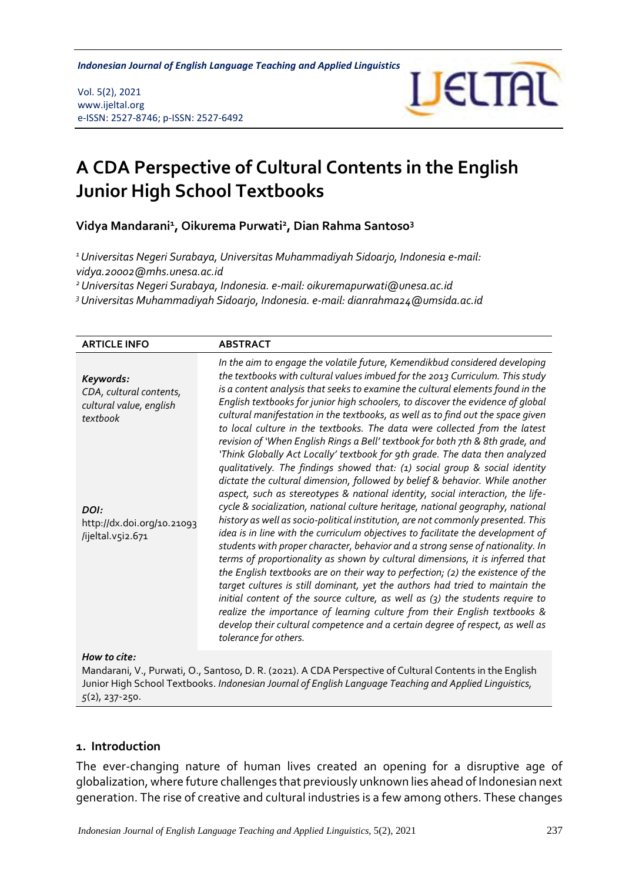# A CDA Perspective of Cultural Contents in the English Junior High School Textbooks

**Vidya Mandarani[1], Oikurema Purwati[2], Dian Rahma Santoso[3]**

[1] *Universitas Negeri Surabaya, Universitas Muhammadiyah Sidoarjo, Indonesia e-mail: vidya.20002@mhs.unesa.ac.id*
[2] *Universitas Negeri Surabaya, Indonesia. e-mail: oikuremapurwati@unesa.ac.id*
[3] *Universitas Muhammadiyah Sidoarjo, Indonesia. e-mail: dianrahma24@umsida.ac.id*

| ARTICLE INFO | ABSTRACT |
|---|---|
| ***Keywords:*** *CDA, cultural contents, cultural value, english textbook* <br><br> ***DOI:*** http://dx.doi.org/10.21093/ijeltal.v5i2.671 | *In the aim to engage the volatile future, Kemendikbud considered developing the textbooks with cultural values imbued for the 2013 Curriculum. This study is a content analysis that seeks to examine the cultural elements found in the English textbooks for junior high schoolers, to discover the evidence of global cultural manifestation in the textbooks, as well as to find out the space given to local culture in the textbooks. The data were collected from the latest revision of 'When English Rings a Bell' textbook for both 7th & 8th grade, and 'Think Globally Act Locally' textbook for 9th grade. The data then analyzed qualitatively. The findings showed that: (1) social group & social identity dictate the cultural dimension, followed by belief & behavior. While another aspect, such as stereotypes & national identity, social interaction, the life-cycle & socialization, national culture heritage, national geography, national history as well as socio-political institution, are not commonly presented. This idea is in line with the curriculum objectives to facilitate the development of students with proper character, behavior and a strong sense of nationality. In terms of proportionality as shown by cultural dimensions, it is inferred that the English textbooks are on their way to perfection; (2) the existence of the target cultures is still dominant, yet the authors had tried to maintain the initial content of the source culture, as well as (3) the students require to realize the importance of learning culture from their English textbooks & develop their cultural competence and a certain degree of respect, as well as tolerance for others.* |

***How to cite:***
Mandarani, V., Purwati, O., Santoso, D. R. (2021). A CDA Perspective of Cultural Contents in the English Junior High School Textbooks. *Indonesian Journal of English Language Teaching and Applied Linguistics*, *5*(2), 237-250.

## 1. Introduction

The ever-changing nature of human lives created an opening for a disruptive age of globalization, where future challenges that previously unknown lies ahead of Indonesian next generation. The rise of creative and cultural industries is a few among others. These changes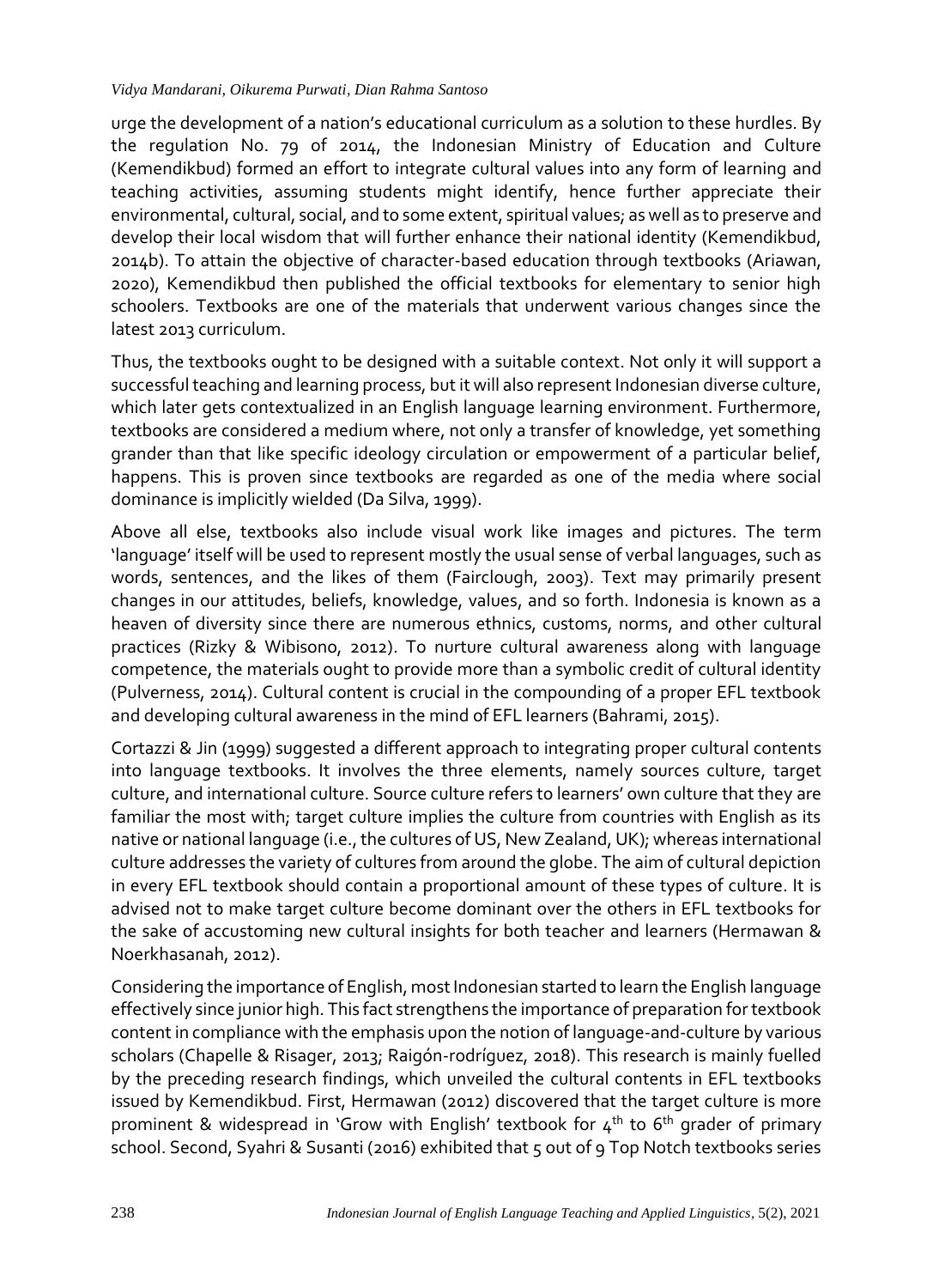urge the development of a nation's educational curriculum as a solution to these hurdles. By the regulation No. 79 of 2014, the Indonesian Ministry of Education and Culture (Kemendikbud) formed an effort to integrate cultural values into any form of learning and teaching activities, assuming students might identify, hence further appreciate their environmental, cultural, social, and to some extent, spiritual values; as well as to preserve and develop their local wisdom that will further enhance their national identity (Kemendikbud, 2014b). To attain the objective of character-based education through textbooks (Ariawan, 2020), Kemendikbud then published the official textbooks for elementary to senior high schoolers. Textbooks are one of the materials that underwent various changes since the latest 2013 curriculum.

Thus, the textbooks ought to be designed with a suitable context. Not only it will support a successful teaching and learning process, but it will also represent Indonesian diverse culture, which later gets contextualized in an English language learning environment. Furthermore, textbooks are considered a medium where, not only a transfer of knowledge, yet something grander than that like specific ideology circulation or empowerment of a particular belief, happens. This is proven since textbooks are regarded as one of the media where social dominance is implicitly wielded (Da Silva, 1999).

Above all else, textbooks also include visual work like images and pictures. The term 'language' itself will be used to represent mostly the usual sense of verbal languages, such as words, sentences, and the likes of them (Fairclough, 2003). Text may primarily present changes in our attitudes, beliefs, knowledge, values, and so forth. Indonesia is known as a heaven of diversity since there are numerous ethnics, customs, norms, and other cultural practices (Rizky & Wibisono, 2012). To nurture cultural awareness along with language competence, the materials ought to provide more than a symbolic credit of cultural identity (Pulverness, 2014). Cultural content is crucial in the compounding of a proper EFL textbook and developing cultural awareness in the mind of EFL learners (Bahrami, 2015).

Cortazzi & Jin (1999) suggested a different approach to integrating proper cultural contents into language textbooks. It involves the three elements, namely sources culture, target culture, and international culture. Source culture refers to learners' own culture that they are familiar the most with; target culture implies the culture from countries with English as its native or national language (i.e., the cultures of US, New Zealand, UK); whereas international culture addresses the variety of cultures from around the globe. The aim of cultural depiction in every EFL textbook should contain a proportional amount of these types of culture. It is advised not to make target culture become dominant over the others in EFL textbooks for the sake of accustoming new cultural insights for both teacher and learners (Hermawan & Noerkhasanah, 2012).

Considering the importance of English, most Indonesian started to learn the English language effectively since junior high. This fact strengthens the importance of preparation for textbook content in compliance with the emphasis upon the notion of language-and-culture by various scholars (Chapelle & Risager, 2013; Raigón-rodríguez, 2018). This research is mainly fuelled by the preceding research findings, which unveiled the cultural contents in EFL textbooks issued by Kemendikbud. First, Hermawan (2012) discovered that the target culture is more prominent & widespread in 'Grow with English' textbook for 4th to 6th grader of primary school. Second, Syahri & Susanti (2016) exhibited that 5 out of 9 Top Notch textbooks series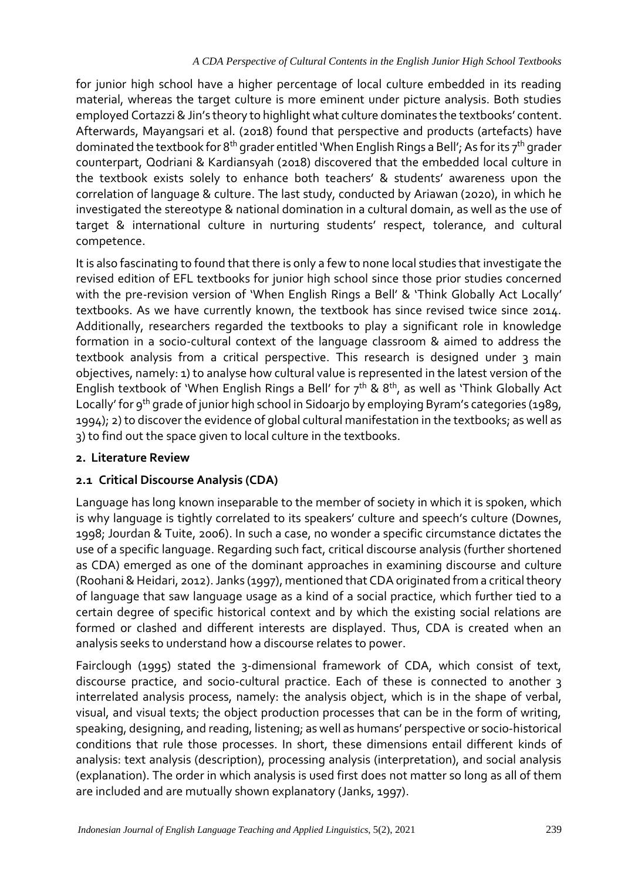for junior high school have a higher percentage of local culture embedded in its reading material, whereas the target culture is more eminent under picture analysis. Both studies employed Cortazzi & Jin's theory to highlight what culture dominates the textbooks' content. Afterwards, Mayangsari et al. (2018) found that perspective and products (artefacts) have dominated the textbook for 8th grader entitled 'When English Rings a Bell'; As for its 7th grader counterpart, Qodriani & Kardiansyah (2018) discovered that the embedded local culture in the textbook exists solely to enhance both teachers' & students' awareness upon the correlation of language & culture. The last study, conducted by Ariawan (2020), in which he investigated the stereotype & national domination in a cultural domain, as well as the use of target & international culture in nurturing students' respect, tolerance, and cultural competence.

It is also fascinating to found that there is only a few to none local studies that investigate the revised edition of EFL textbooks for junior high school since those prior studies concerned with the pre-revision version of 'When English Rings a Bell' & 'Think Globally Act Locally' textbooks. As we have currently known, the textbook has since revised twice since 2014. Additionally, researchers regarded the textbooks to play a significant role in knowledge formation in a socio-cultural context of the language classroom & aimed to address the textbook analysis from a critical perspective. This research is designed under 3 main objectives, namely: 1) to analyse how cultural value is represented in the latest version of the English textbook of 'When English Rings a Bell' for 7th & 8th, as well as 'Think Globally Act Locally' for 9th grade of junior high school in Sidoarjo by employing Byram's categories (1989, 1994); 2) to discover the evidence of global cultural manifestation in the textbooks; as well as 3) to find out the space given to local culture in the textbooks.

## 2. Literature Review

### 2.1 Critical Discourse Analysis (CDA)

Language has long known inseparable to the member of society in which it is spoken, which is why language is tightly correlated to its speakers' culture and speech's culture (Downes, 1998; Jourdan & Tuite, 2006). In such a case, no wonder a specific circumstance dictates the use of a specific language. Regarding such fact, critical discourse analysis (further shortened as CDA) emerged as one of the dominant approaches in examining discourse and culture (Roohani & Heidari, 2012). Janks (1997), mentioned that CDA originated from a critical theory of language that saw language usage as a kind of a social practice, which further tied to a certain degree of specific historical context and by which the existing social relations are formed or clashed and different interests are displayed. Thus, CDA is created when an analysis seeks to understand how a discourse relates to power.

Fairclough (1995) stated the 3-dimensional framework of CDA, which consist of text, discourse practice, and socio-cultural practice. Each of these is connected to another 3 interrelated analysis process, namely: the analysis object, which is in the shape of verbal, visual, and visual texts; the object production processes that can be in the form of writing, speaking, designing, and reading, listening; as well as humans' perspective or socio-historical conditions that rule those processes. In short, these dimensions entail different kinds of analysis: text analysis (description), processing analysis (interpretation), and social analysis (explanation). The order in which analysis is used first does not matter so long as all of them are included and are mutually shown explanatory (Janks, 1997).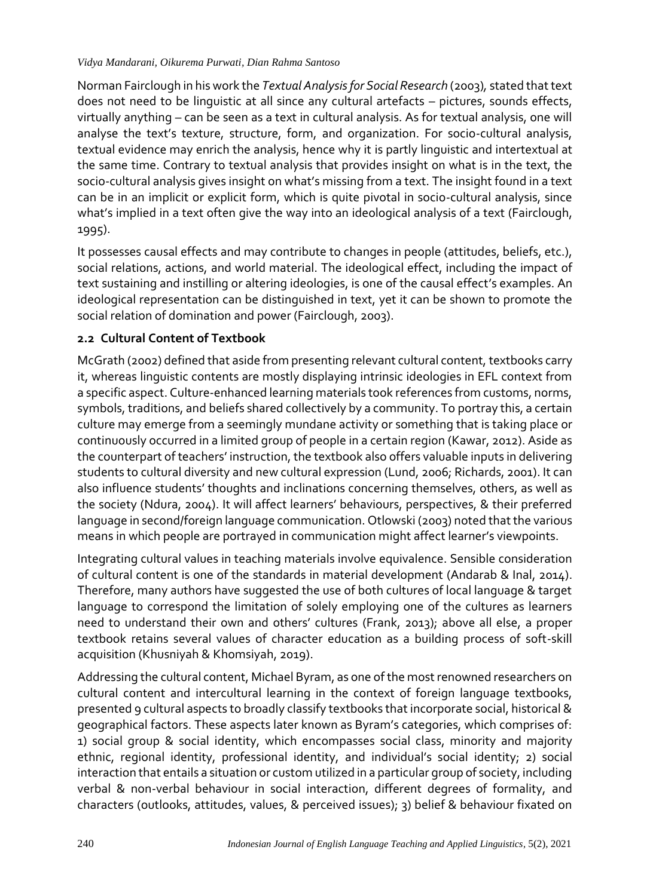Norman Fairclough in his work the *Textual Analysis for Social Research* (2003), stated that text does not need to be linguistic at all since any cultural artefacts – pictures, sounds effects, virtually anything – can be seen as a text in cultural analysis. As for textual analysis, one will analyse the text's texture, structure, form, and organization. For socio-cultural analysis, textual evidence may enrich the analysis, hence why it is partly linguistic and intertextual at the same time. Contrary to textual analysis that provides insight on what is in the text, the socio-cultural analysis gives insight on what's missing from a text. The insight found in a text can be in an implicit or explicit form, which is quite pivotal in socio-cultural analysis, since what's implied in a text often give the way into an ideological analysis of a text (Fairclough, 1995).

It possesses causal effects and may contribute to changes in people (attitudes, beliefs, etc.), social relations, actions, and world material. The ideological effect, including the impact of text sustaining and instilling or altering ideologies, is one of the causal effect's examples. An ideological representation can be distinguished in text, yet it can be shown to promote the social relation of domination and power (Fairclough, 2003).

### 2.2 Cultural Content of Textbook

McGrath (2002) defined that aside from presenting relevant cultural content, textbooks carry it, whereas linguistic contents are mostly displaying intrinsic ideologies in EFL context from a specific aspect. Culture-enhanced learning materials took references from customs, norms, symbols, traditions, and beliefs shared collectively by a community. To portray this, a certain culture may emerge from a seemingly mundane activity or something that is taking place or continuously occurred in a limited group of people in a certain region (Kawar, 2012). Aside as the counterpart of teachers' instruction, the textbook also offers valuable inputs in delivering students to cultural diversity and new cultural expression (Lund, 2006; Richards, 2001). It can also influence students' thoughts and inclinations concerning themselves, others, as well as the society (Ndura, 2004). It will affect learners' behaviours, perspectives, & their preferred language in second/foreign language communication. Otlowski (2003) noted that the various means in which people are portrayed in communication might affect learner's viewpoints.

Integrating cultural values in teaching materials involve equivalence. Sensible consideration of cultural content is one of the standards in material development (Andarab & Inal, 2014). Therefore, many authors have suggested the use of both cultures of local language & target language to correspond the limitation of solely employing one of the cultures as learners need to understand their own and others' cultures (Frank, 2013); above all else, a proper textbook retains several values of character education as a building process of soft-skill acquisition (Khusniyah & Khomsiyah, 2019).

Addressing the cultural content, Michael Byram, as one of the most renowned researchers on cultural content and intercultural learning in the context of foreign language textbooks, presented 9 cultural aspects to broadly classify textbooks that incorporate social, historical & geographical factors. These aspects later known as Byram's categories, which comprises of: 1) social group & social identity, which encompasses social class, minority and majority ethnic, regional identity, professional identity, and individual's social identity; 2) social interaction that entails a situation or custom utilized in a particular group of society, including verbal & non-verbal behaviour in social interaction, different degrees of formality, and characters (outlooks, attitudes, values, & perceived issues); 3) belief & behaviour fixated on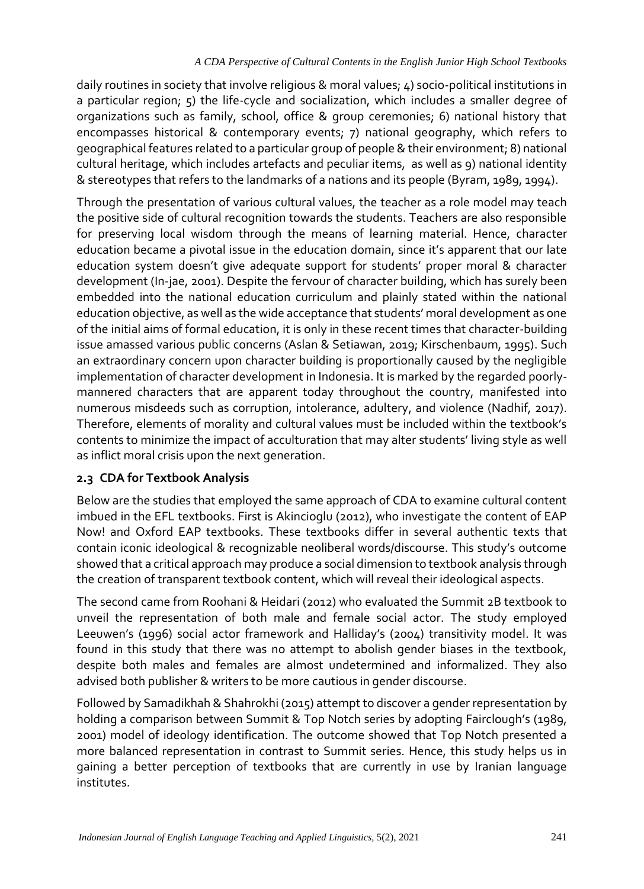daily routines in society that involve religious & moral values; 4) socio-political institutions in a particular region; 5) the life-cycle and socialization, which includes a smaller degree of organizations such as family, school, office & group ceremonies; 6) national history that encompasses historical & contemporary events; 7) national geography, which refers to geographical features related to a particular group of people & their environment; 8) national cultural heritage, which includes artefacts and peculiar items, as well as 9) national identity & stereotypes that refers to the landmarks of a nations and its people (Byram, 1989, 1994).

Through the presentation of various cultural values, the teacher as a role model may teach the positive side of cultural recognition towards the students. Teachers are also responsible for preserving local wisdom through the means of learning material. Hence, character education became a pivotal issue in the education domain, since it's apparent that our late education system doesn't give adequate support for students' proper moral & character development (In-jae, 2001). Despite the fervour of character building, which has surely been embedded into the national education curriculum and plainly stated within the national education objective, as well as the wide acceptance that students' moral development as one of the initial aims of formal education, it is only in these recent times that character-building issue amassed various public concerns (Aslan & Setiawan, 2019; Kirschenbaum, 1995). Such an extraordinary concern upon character building is proportionally caused by the negligible implementation of character development in Indonesia. It is marked by the regarded poorly-mannered characters that are apparent today throughout the country, manifested into numerous misdeeds such as corruption, intolerance, adultery, and violence (Nadhif, 2017). Therefore, elements of morality and cultural values must be included within the textbook's contents to minimize the impact of acculturation that may alter students' living style as well as inflict moral crisis upon the next generation.

### 2.3 CDA for Textbook Analysis

Below are the studies that employed the same approach of CDA to examine cultural content imbued in the EFL textbooks. First is Akincioglu (2012), who investigate the content of EAP Now! and Oxford EAP textbooks. These textbooks differ in several authentic texts that contain iconic ideological & recognizable neoliberal words/discourse. This study's outcome showed that a critical approach may produce a social dimension to textbook analysis through the creation of transparent textbook content, which will reveal their ideological aspects.

The second came from Roohani & Heidari (2012) who evaluated the Summit 2B textbook to unveil the representation of both male and female social actor. The study employed Leeuwen's (1996) social actor framework and Halliday's (2004) transitivity model. It was found in this study that there was no attempt to abolish gender biases in the textbook, despite both males and females are almost undetermined and informalized. They also advised both publisher & writers to be more cautious in gender discourse.

Followed by Samadikhah & Shahrokhi (2015) attempt to discover a gender representation by holding a comparison between Summit & Top Notch series by adopting Fairclough's (1989, 2001) model of ideology identification. The outcome showed that Top Notch presented a more balanced representation in contrast to Summit series. Hence, this study helps us in gaining a better perception of textbooks that are currently in use by Iranian language institutes.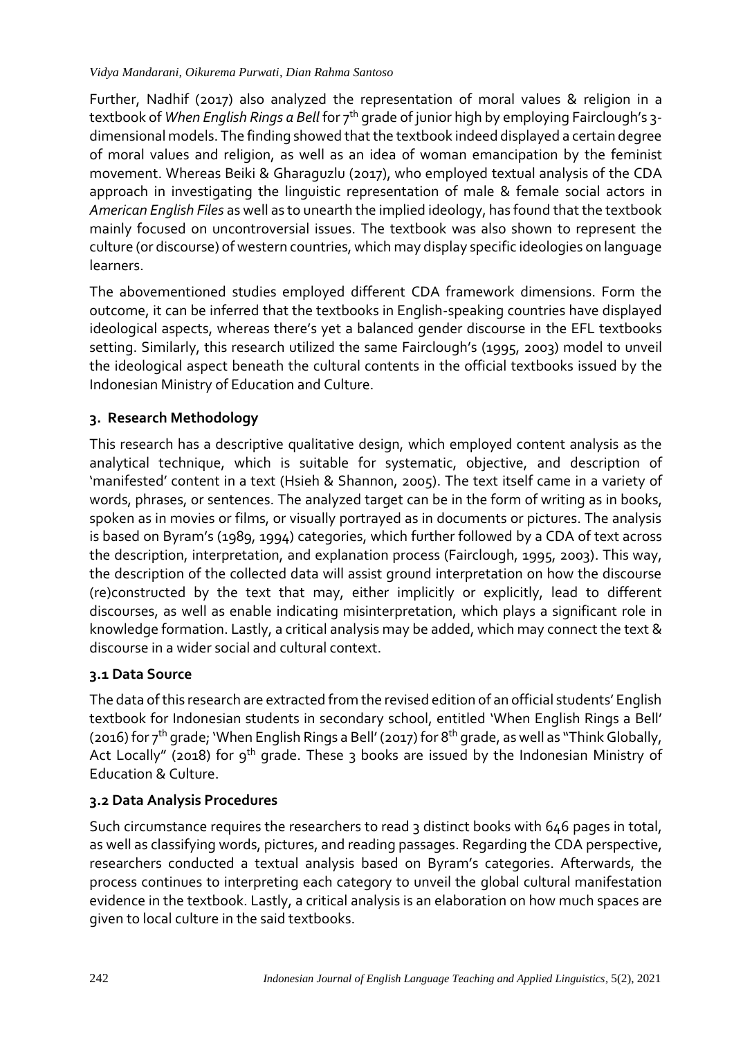Further, Nadhif (2017) also analyzed the representation of moral values & religion in a textbook of *When English Rings a Bell* for 7th grade of junior high by employing Fairclough's 3-dimensional models. The finding showed that the textbook indeed displayed a certain degree of moral values and religion, as well as an idea of woman emancipation by the feminist movement. Whereas Beiki & Gharaguzlu (2017), who employed textual analysis of the CDA approach in investigating the linguistic representation of male & female social actors in *American English Files* as well as to unearth the implied ideology, has found that the textbook mainly focused on uncontroversial issues. The textbook was also shown to represent the culture (or discourse) of western countries, which may display specific ideologies on language learners.

The abovementioned studies employed different CDA framework dimensions. Form the outcome, it can be inferred that the textbooks in English-speaking countries have displayed ideological aspects, whereas there's yet a balanced gender discourse in the EFL textbooks setting. Similarly, this research utilized the same Fairclough's (1995, 2003) model to unveil the ideological aspect beneath the cultural contents in the official textbooks issued by the Indonesian Ministry of Education and Culture.

## 3. Research Methodology

This research has a descriptive qualitative design, which employed content analysis as the analytical technique, which is suitable for systematic, objective, and description of 'manifested' content in a text (Hsieh & Shannon, 2005). The text itself came in a variety of words, phrases, or sentences. The analyzed target can be in the form of writing as in books, spoken as in movies or films, or visually portrayed as in documents or pictures. The analysis is based on Byram's (1989, 1994) categories, which further followed by a CDA of text across the description, interpretation, and explanation process (Fairclough, 1995, 2003). This way, the description of the collected data will assist ground interpretation on how the discourse (re)constructed by the text that may, either implicitly or explicitly, lead to different discourses, as well as enable indicating misinterpretation, which plays a significant role in knowledge formation. Lastly, a critical analysis may be added, which may connect the text & discourse in a wider social and cultural context.

### 3.1 Data Source

The data of this research are extracted from the revised edition of an official students' English textbook for Indonesian students in secondary school, entitled 'When English Rings a Bell' (2016) for 7th grade; 'When English Rings a Bell' (2017) for 8th grade, as well as "Think Globally, Act Locally" (2018) for 9th grade. These 3 books are issued by the Indonesian Ministry of Education & Culture.

### 3.2 Data Analysis Procedures

Such circumstance requires the researchers to read 3 distinct books with 646 pages in total, as well as classifying words, pictures, and reading passages. Regarding the CDA perspective, researchers conducted a textual analysis based on Byram's categories. Afterwards, the process continues to interpreting each category to unveil the global cultural manifestation evidence in the textbook. Lastly, a critical analysis is an elaboration on how much spaces are given to local culture in the said textbooks.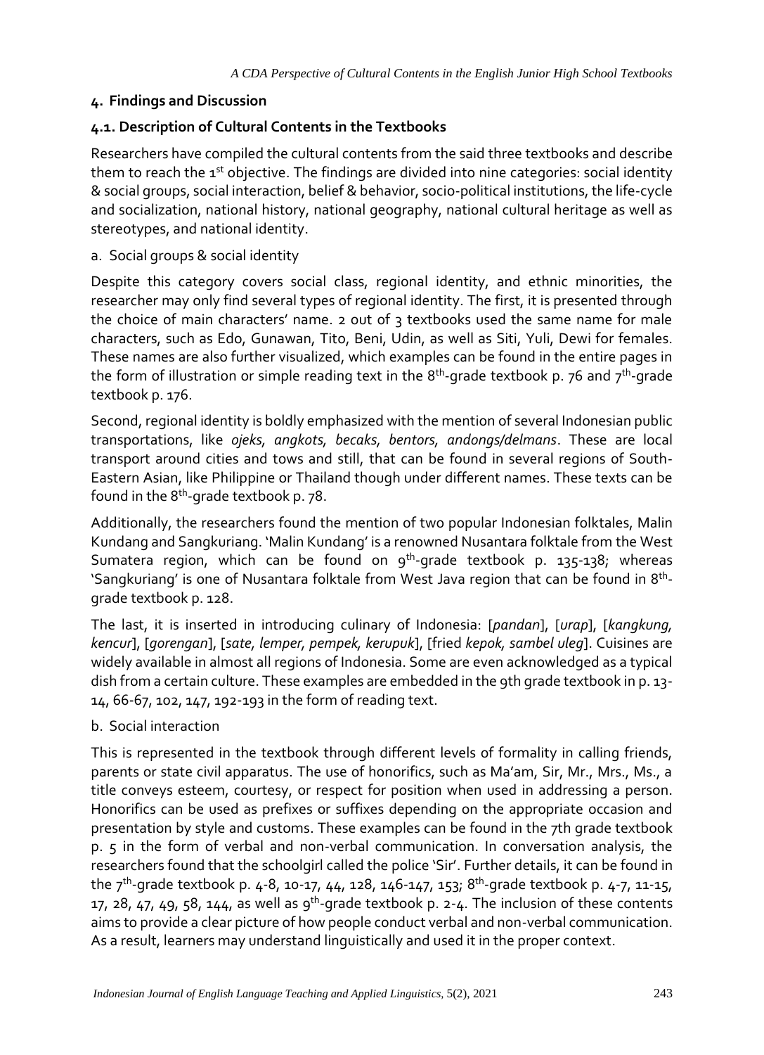## 4. Findings and Discussion

### 4.1. Description of Cultural Contents in the Textbooks

Researchers have compiled the cultural contents from the said three textbooks and describe them to reach the 1st objective. The findings are divided into nine categories: social identity & social groups, social interaction, belief & behavior, socio-political institutions, the life-cycle and socialization, national history, national geography, national cultural heritage as well as stereotypes, and national identity.

a. Social groups & social identity

Despite this category covers social class, regional identity, and ethnic minorities, the researcher may only find several types of regional identity. The first, it is presented through the choice of main characters' name. 2 out of 3 textbooks used the same name for male characters, such as Edo, Gunawan, Tito, Beni, Udin, as well as Siti, Yuli, Dewi for females. These names are also further visualized, which examples can be found in the entire pages in the form of illustration or simple reading text in the 8th-grade textbook p. 76 and 7th-grade textbook p. 176.

Second, regional identity is boldly emphasized with the mention of several Indonesian public transportations, like *ojeks, angkots, becaks, bentors, andongs/delmans*. These are local transport around cities and tows and still, that can be found in several regions of South-Eastern Asian, like Philippine or Thailand though under different names. These texts can be found in the 8th-grade textbook p. 78.

Additionally, the researchers found the mention of two popular Indonesian folktales, Malin Kundang and Sangkuriang. 'Malin Kundang' is a renowned Nusantara folktale from the West Sumatera region, which can be found on 9th-grade textbook p. 135-138; whereas 'Sangkuriang' is one of Nusantara folktale from West Java region that can be found in 8th-grade textbook p. 128.

The last, it is inserted in introducing culinary of Indonesia: [*pandan*], [*urap*], [*kangkung, kencur*], [*gorengan*], [*sate, lemper, pempek, kerupuk*], [fried *kepok, sambel uleg*]. Cuisines are widely available in almost all regions of Indonesia. Some are even acknowledged as a typical dish from a certain culture. These examples are embedded in the 9th grade textbook in p. 13-14, 66-67, 102, 147, 192-193 in the form of reading text.

b. Social interaction

This is represented in the textbook through different levels of formality in calling friends, parents or state civil apparatus. The use of honorifics, such as Ma'am, Sir, Mr., Mrs., Ms., a title conveys esteem, courtesy, or respect for position when used in addressing a person. Honorifics can be used as prefixes or suffixes depending on the appropriate occasion and presentation by style and customs. These examples can be found in the 7th grade textbook p. 5 in the form of verbal and non-verbal communication. In conversation analysis, the researchers found that the schoolgirl called the police 'Sir'. Further details, it can be found in the 7th-grade textbook p. 4-8, 10-17, 44, 128, 146-147, 153; 8th-grade textbook p. 4-7, 11-15, 17, 28, 47, 49, 58, 144, as well as 9th-grade textbook p. 2-4. The inclusion of these contents aims to provide a clear picture of how people conduct verbal and non-verbal communication. As a result, learners may understand linguistically and used it in the proper context.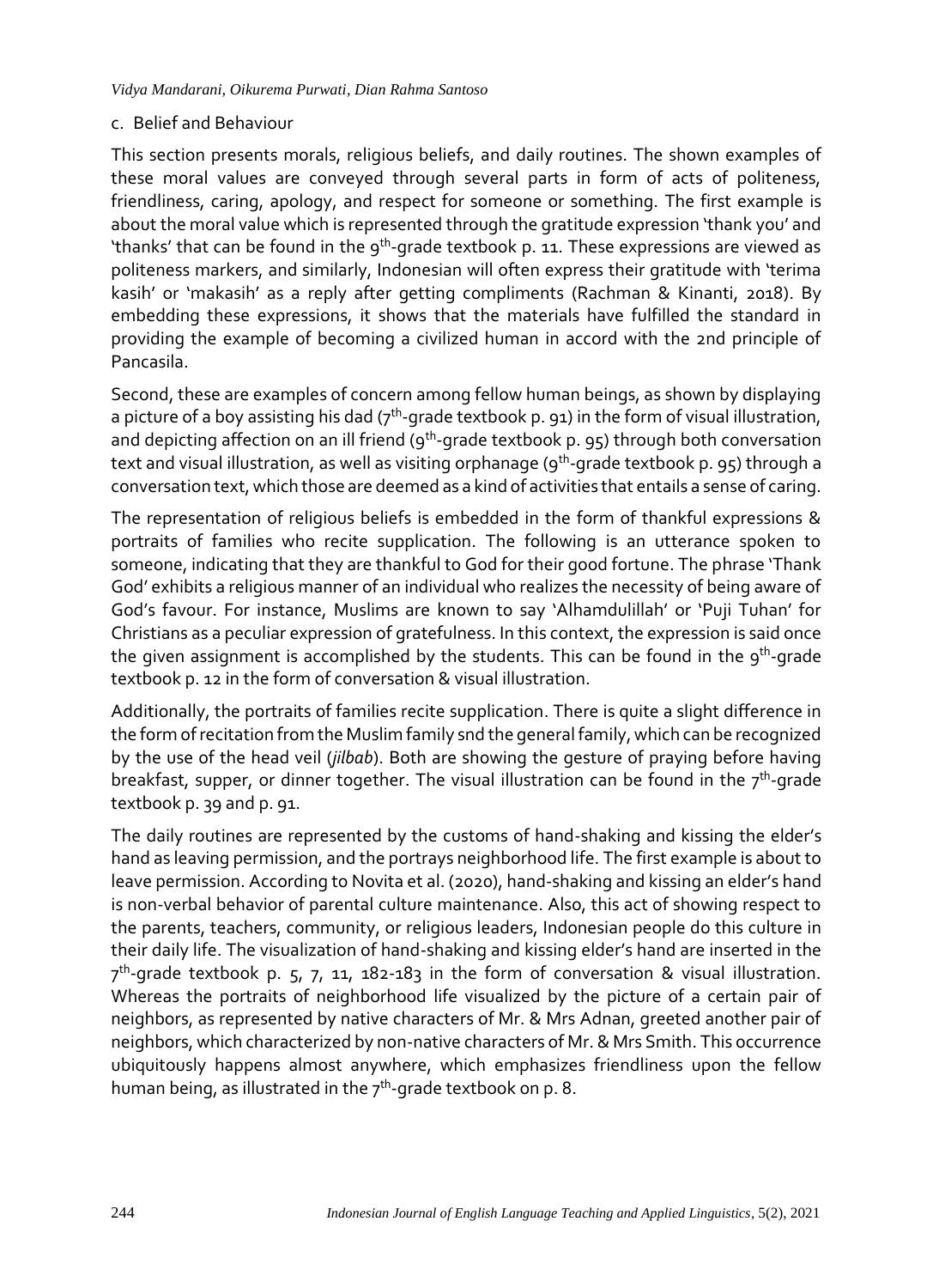c. Belief and Behaviour

This section presents morals, religious beliefs, and daily routines. The shown examples of these moral values are conveyed through several parts in form of acts of politeness, friendliness, caring, apology, and respect for someone or something. The first example is about the moral value which is represented through the gratitude expression 'thank you' and 'thanks' that can be found in the 9th-grade textbook p. 11. These expressions are viewed as politeness markers, and similarly, Indonesian will often express their gratitude with 'terima kasih' or 'makasih' as a reply after getting compliments (Rachman & Kinanti, 2018). By embedding these expressions, it shows that the materials have fulfilled the standard in providing the example of becoming a civilized human in accord with the 2nd principle of Pancasila.

Second, these are examples of concern among fellow human beings, as shown by displaying a picture of a boy assisting his dad (7th-grade textbook p. 91) in the form of visual illustration, and depicting affection on an ill friend (9th-grade textbook p. 95) through both conversation text and visual illustration, as well as visiting orphanage (9th-grade textbook p. 95) through a conversation text, which those are deemed as a kind of activities that entails a sense of caring.

The representation of religious beliefs is embedded in the form of thankful expressions & portraits of families who recite supplication. The following is an utterance spoken to someone, indicating that they are thankful to God for their good fortune. The phrase 'Thank God' exhibits a religious manner of an individual who realizes the necessity of being aware of God's favour. For instance, Muslims are known to say 'Alhamdulillah' or 'Puji Tuhan' for Christians as a peculiar expression of gratefulness. In this context, the expression is said once the given assignment is accomplished by the students. This can be found in the 9th-grade textbook p. 12 in the form of conversation & visual illustration.

Additionally, the portraits of families recite supplication. There is quite a slight difference in the form of recitation from the Muslim family snd the general family, which can be recognized by the use of the head veil (*jilbab*). Both are showing the gesture of praying before having breakfast, supper, or dinner together. The visual illustration can be found in the 7th-grade textbook p. 39 and p. 91.

The daily routines are represented by the customs of hand-shaking and kissing the elder's hand as leaving permission, and the portrays neighborhood life. The first example is about to leave permission. According to Novita et al. (2020), hand-shaking and kissing an elder's hand is non-verbal behavior of parental culture maintenance. Also, this act of showing respect to the parents, teachers, community, or religious leaders, Indonesian people do this culture in their daily life. The visualization of hand-shaking and kissing elder's hand are inserted in the 7th-grade textbook p. 5, 7, 11, 182-183 in the form of conversation & visual illustration. Whereas the portraits of neighborhood life visualized by the picture of a certain pair of neighbors, as represented by native characters of Mr. & Mrs Adnan, greeted another pair of neighbors, which characterized by non-native characters of Mr. & Mrs Smith. This occurrence ubiquitously happens almost anywhere, which emphasizes friendliness upon the fellow human being, as illustrated in the 7th-grade textbook on p. 8.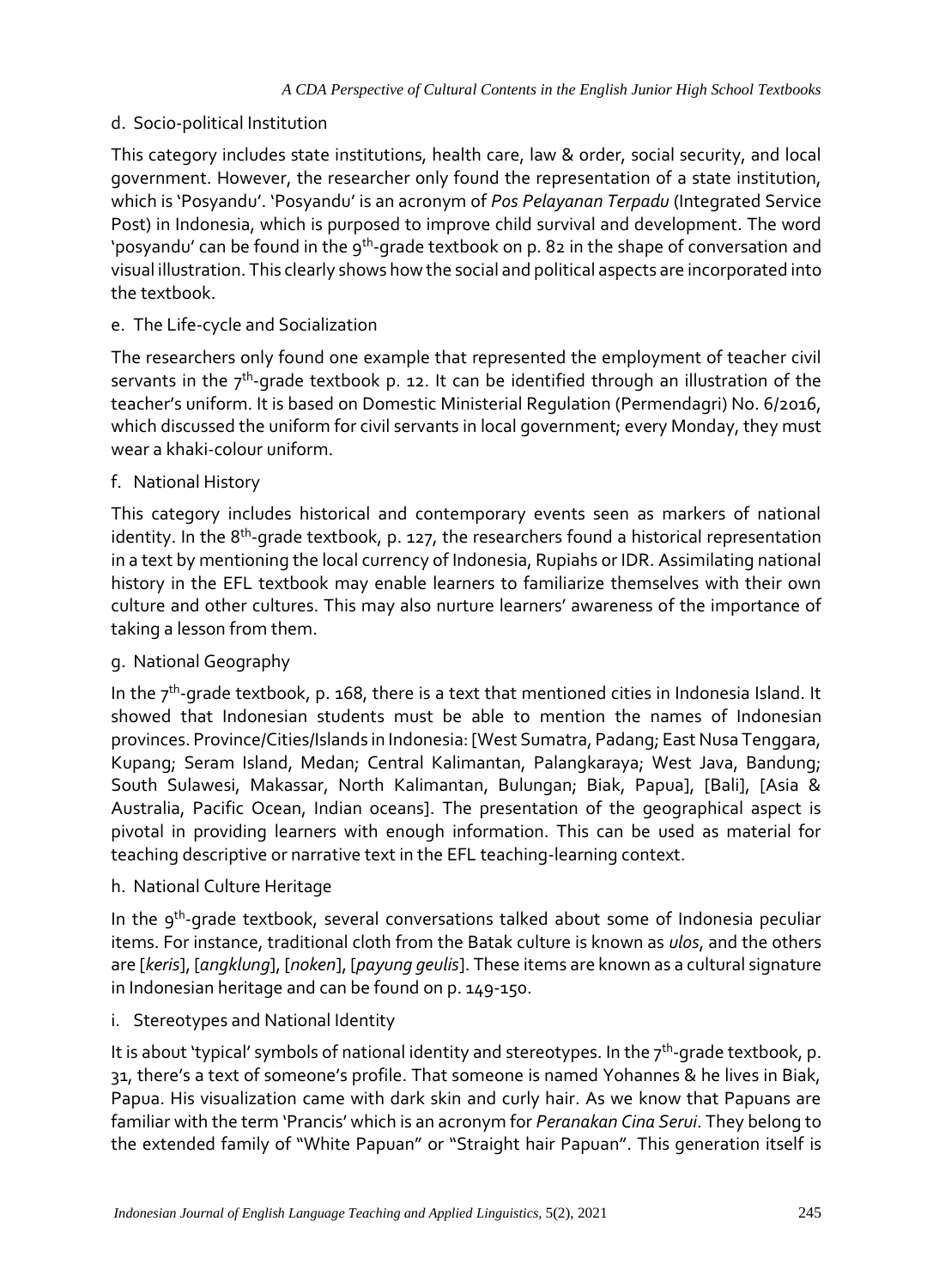d. Socio-political Institution

This category includes state institutions, health care, law & order, social security, and local government. However, the researcher only found the representation of a state institution, which is 'Posyandu'. 'Posyandu' is an acronym of *Pos Pelayanan Terpadu* (Integrated Service Post) in Indonesia, which is purposed to improve child survival and development. The word 'posyandu' can be found in the 9th-grade textbook on p. 82 in the shape of conversation and visual illustration. This clearly shows how the social and political aspects are incorporated into the textbook.

e. The Life-cycle and Socialization

The researchers only found one example that represented the employment of teacher civil servants in the 7th-grade textbook p. 12. It can be identified through an illustration of the teacher's uniform. It is based on Domestic Ministerial Regulation (Permendagri) No. 6/2016, which discussed the uniform for civil servants in local government; every Monday, they must wear a khaki-colour uniform.

f. National History

This category includes historical and contemporary events seen as markers of national identity. In the 8th-grade textbook, p. 127, the researchers found a historical representation in a text by mentioning the local currency of Indonesia, Rupiahs or IDR. Assimilating national history in the EFL textbook may enable learners to familiarize themselves with their own culture and other cultures. This may also nurture learners' awareness of the importance of taking a lesson from them.

g. National Geography

In the 7th-grade textbook, p. 168, there is a text that mentioned cities in Indonesia Island. It showed that Indonesian students must be able to mention the names of Indonesian provinces. Province/Cities/Islands in Indonesia: [West Sumatra, Padang; East Nusa Tenggara, Kupang; Seram Island, Medan; Central Kalimantan, Palangkaraya; West Java, Bandung; South Sulawesi, Makassar, North Kalimantan, Bulungan; Biak, Papua], [Bali], [Asia & Australia, Pacific Ocean, Indian oceans]. The presentation of the geographical aspect is pivotal in providing learners with enough information. This can be used as material for teaching descriptive or narrative text in the EFL teaching-learning context.

h. National Culture Heritage

In the 9th-grade textbook, several conversations talked about some of Indonesia peculiar items. For instance, traditional cloth from the Batak culture is known as *ulos*, and the others are [*keris*], [*angklung*], [*noken*], [*payung geulis*]. These items are known as a cultural signature in Indonesian heritage and can be found on p. 149-150.

i. Stereotypes and National Identity

It is about 'typical' symbols of national identity and stereotypes. In the 7th-grade textbook, p. 31, there's a text of someone's profile. That someone is named Yohannes & he lives in Biak, Papua. His visualization came with dark skin and curly hair. As we know that Papuans are familiar with the term 'Prancis' which is an acronym for *Peranakan Cina Serui*. They belong to the extended family of "White Papuan" or "Straight hair Papuan". This generation itself is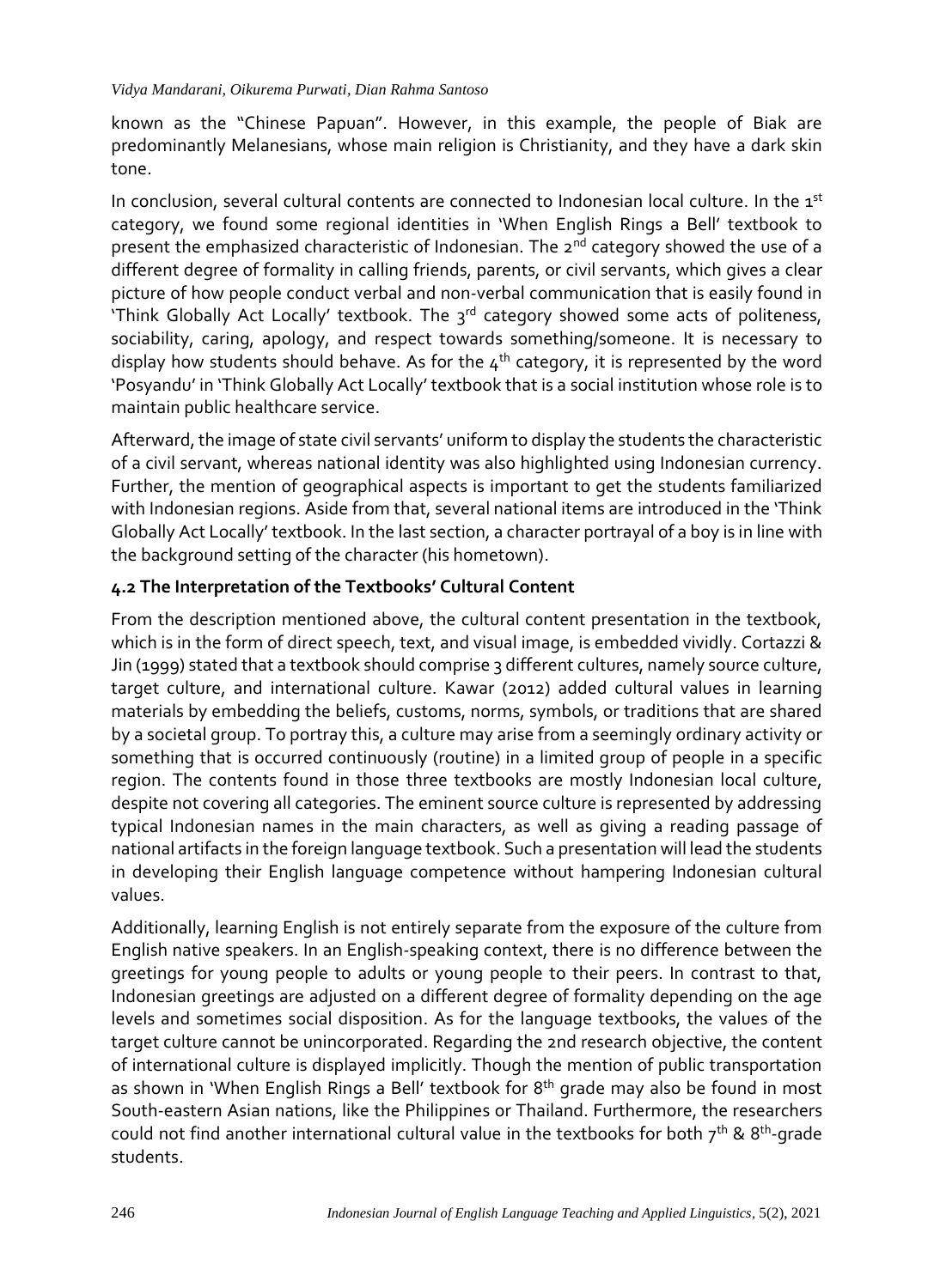known as the "Chinese Papuan". However, in this example, the people of Biak are predominantly Melanesians, whose main religion is Christianity, and they have a dark skin tone.

In conclusion, several cultural contents are connected to Indonesian local culture. In the 1st category, we found some regional identities in 'When English Rings a Bell' textbook to present the emphasized characteristic of Indonesian. The 2nd category showed the use of a different degree of formality in calling friends, parents, or civil servants, which gives a clear picture of how people conduct verbal and non-verbal communication that is easily found in 'Think Globally Act Locally' textbook. The 3rd category showed some acts of politeness, sociability, caring, apology, and respect towards something/someone. It is necessary to display how students should behave. As for the 4th category, it is represented by the word 'Posyandu' in 'Think Globally Act Locally' textbook that is a social institution whose role is to maintain public healthcare service.

Afterward, the image of state civil servants' uniform to display the students the characteristic of a civil servant, whereas national identity was also highlighted using Indonesian currency. Further, the mention of geographical aspects is important to get the students familiarized with Indonesian regions. Aside from that, several national items are introduced in the 'Think Globally Act Locally' textbook. In the last section, a character portrayal of a boy is in line with the background setting of the character (his hometown).

### 4.2 The Interpretation of the Textbooks' Cultural Content

From the description mentioned above, the cultural content presentation in the textbook, which is in the form of direct speech, text, and visual image, is embedded vividly. Cortazzi & Jin (1999) stated that a textbook should comprise 3 different cultures, namely source culture, target culture, and international culture. Kawar (2012) added cultural values in learning materials by embedding the beliefs, customs, norms, symbols, or traditions that are shared by a societal group. To portray this, a culture may arise from a seemingly ordinary activity or something that is occurred continuously (routine) in a limited group of people in a specific region. The contents found in those three textbooks are mostly Indonesian local culture, despite not covering all categories. The eminent source culture is represented by addressing typical Indonesian names in the main characters, as well as giving a reading passage of national artifacts in the foreign language textbook. Such a presentation will lead the students in developing their English language competence without hampering Indonesian cultural values.

Additionally, learning English is not entirely separate from the exposure of the culture from English native speakers. In an English-speaking context, there is no difference between the greetings for young people to adults or young people to their peers. In contrast to that, Indonesian greetings are adjusted on a different degree of formality depending on the age levels and sometimes social disposition. As for the language textbooks, the values of the target culture cannot be unincorporated. Regarding the 2nd research objective, the content of international culture is displayed implicitly. Though the mention of public transportation as shown in 'When English Rings a Bell' textbook for 8th grade may also be found in most South-eastern Asian nations, like the Philippines or Thailand. Furthermore, the researchers could not find another international cultural value in the textbooks for both 7th & 8th-grade students.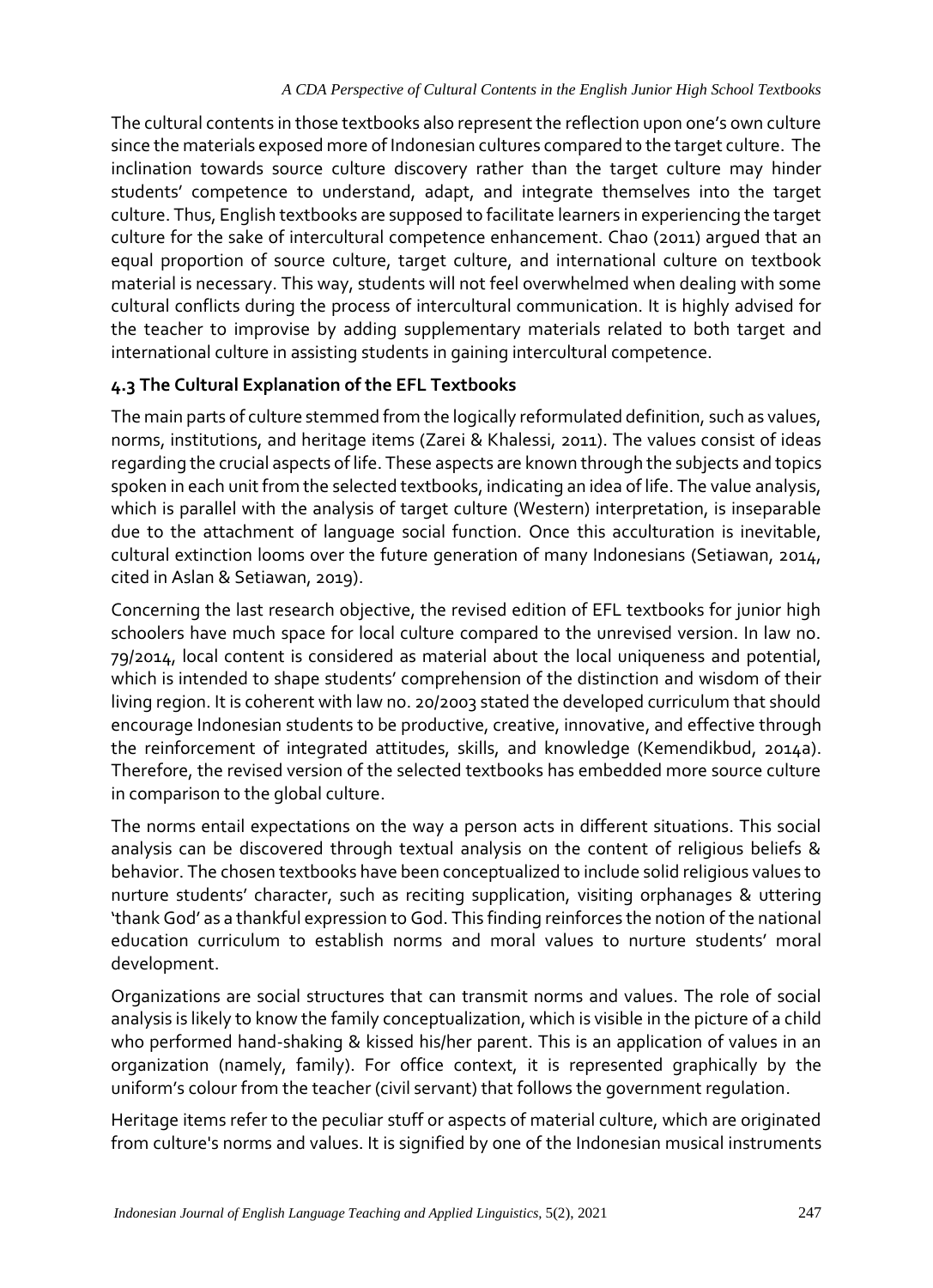The cultural contents in those textbooks also represent the reflection upon one's own culture since the materials exposed more of Indonesian cultures compared to the target culture. The inclination towards source culture discovery rather than the target culture may hinder students' competence to understand, adapt, and integrate themselves into the target culture. Thus, English textbooks are supposed to facilitate learners in experiencing the target culture for the sake of intercultural competence enhancement. Chao (2011) argued that an equal proportion of source culture, target culture, and international culture on textbook material is necessary. This way, students will not feel overwhelmed when dealing with some cultural conflicts during the process of intercultural communication. It is highly advised for the teacher to improvise by adding supplementary materials related to both target and international culture in assisting students in gaining intercultural competence.

### 4.3 The Cultural Explanation of the EFL Textbooks

The main parts of culture stemmed from the logically reformulated definition, such as values, norms, institutions, and heritage items (Zarei & Khalessi, 2011). The values consist of ideas regarding the crucial aspects of life. These aspects are known through the subjects and topics spoken in each unit from the selected textbooks, indicating an idea of life. The value analysis, which is parallel with the analysis of target culture (Western) interpretation, is inseparable due to the attachment of language social function. Once this acculturation is inevitable, cultural extinction looms over the future generation of many Indonesians (Setiawan, 2014, cited in Aslan & Setiawan, 2019).

Concerning the last research objective, the revised edition of EFL textbooks for junior high schoolers have much space for local culture compared to the unrevised version. In law no. 79/2014, local content is considered as material about the local uniqueness and potential, which is intended to shape students' comprehension of the distinction and wisdom of their living region. It is coherent with law no. 20/2003 stated the developed curriculum that should encourage Indonesian students to be productive, creative, innovative, and effective through the reinforcement of integrated attitudes, skills, and knowledge (Kemendikbud, 2014a). Therefore, the revised version of the selected textbooks has embedded more source culture in comparison to the global culture.

The norms entail expectations on the way a person acts in different situations. This social analysis can be discovered through textual analysis on the content of religious beliefs & behavior. The chosen textbooks have been conceptualized to include solid religious values to nurture students' character, such as reciting supplication, visiting orphanages & uttering 'thank God' as a thankful expression to God. This finding reinforces the notion of the national education curriculum to establish norms and moral values to nurture students' moral development.

Organizations are social structures that can transmit norms and values. The role of social analysis is likely to know the family conceptualization, which is visible in the picture of a child who performed hand-shaking & kissed his/her parent. This is an application of values in an organization (namely, family). For office context, it is represented graphically by the uniform's colour from the teacher (civil servant) that follows the government regulation.

Heritage items refer to the peculiar stuff or aspects of material culture, which are originated from culture's norms and values. It is signified by one of the Indonesian musical instruments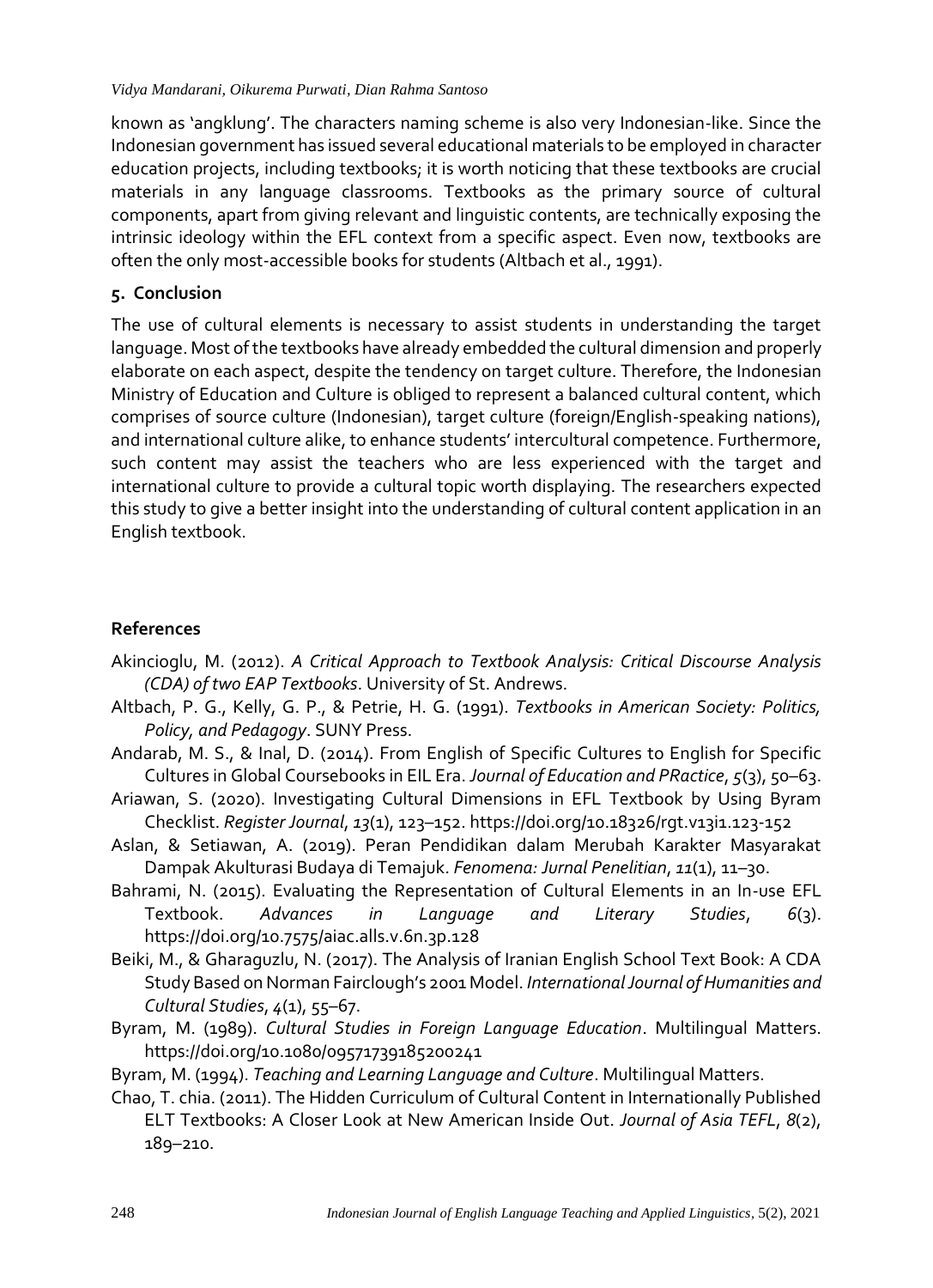known as 'angklung'. The characters naming scheme is also very Indonesian-like. Since the Indonesian government has issued several educational materials to be employed in character education projects, including textbooks; it is worth noticing that these textbooks are crucial materials in any language classrooms. Textbooks as the primary source of cultural components, apart from giving relevant and linguistic contents, are technically exposing the intrinsic ideology within the EFL context from a specific aspect. Even now, textbooks are often the only most-accessible books for students (Altbach et al., 1991).

## 5. Conclusion

The use of cultural elements is necessary to assist students in understanding the target language. Most of the textbooks have already embedded the cultural dimension and properly elaborate on each aspect, despite the tendency on target culture. Therefore, the Indonesian Ministry of Education and Culture is obliged to represent a balanced cultural content, which comprises of source culture (Indonesian), target culture (foreign/English-speaking nations), and international culture alike, to enhance students' intercultural competence. Furthermore, such content may assist the teachers who are less experienced with the target and international culture to provide a cultural topic worth displaying. The researchers expected this study to give a better insight into the understanding of cultural content application in an English textbook.

## References

Akincioglu, M. (2012). *A Critical Approach to Textbook Analysis: Critical Discourse Analysis (CDA) of two EAP Textbooks*. University of St. Andrews.

Altbach, P. G., Kelly, G. P., & Petrie, H. G. (1991). *Textbooks in American Society: Politics, Policy, and Pedagogy*. SUNY Press.

Andarab, M. S., & Inal, D. (2014). From English of Specific Cultures to English for Specific Cultures in Global Coursebooks in EIL Era. *Journal of Education and PRactice*, *5*(3), 50–63.

Ariawan, S. (2020). Investigating Cultural Dimensions in EFL Textbook by Using Byram Checklist. *Register Journal*, *13*(1), 123–152. https://doi.org/10.18326/rgt.v13i1.123-152

Aslan, & Setiawan, A. (2019). Peran Pendidikan dalam Merubah Karakter Masyarakat Dampak Akulturasi Budaya di Temajuk. *Fenomena: Jurnal Penelitian*, *11*(1), 11–30.

Bahrami, N. (2015). Evaluating the Representation of Cultural Elements in an In-use EFL Textbook. *Advances in Language and Literary Studies*, *6*(3). https://doi.org/10.7575/aiac.alls.v.6n.3p.128

Beiki, M., & Gharaguzlu, N. (2017). The Analysis of Iranian English School Text Book: A CDA Study Based on Norman Fairclough's 2001 Model. *International Journal of Humanities and Cultural Studies*, *4*(1), 55–67.

Byram, M. (1989). *Cultural Studies in Foreign Language Education*. Multilingual Matters. https://doi.org/10.1080/09571739185200241

Byram, M. (1994). *Teaching and Learning Language and Culture*. Multilingual Matters.

Chao, T. chia. (2011). The Hidden Curriculum of Cultural Content in Internationally Published ELT Textbooks: A Closer Look at New American Inside Out. *Journal of Asia TEFL*, *8*(2), 189–210.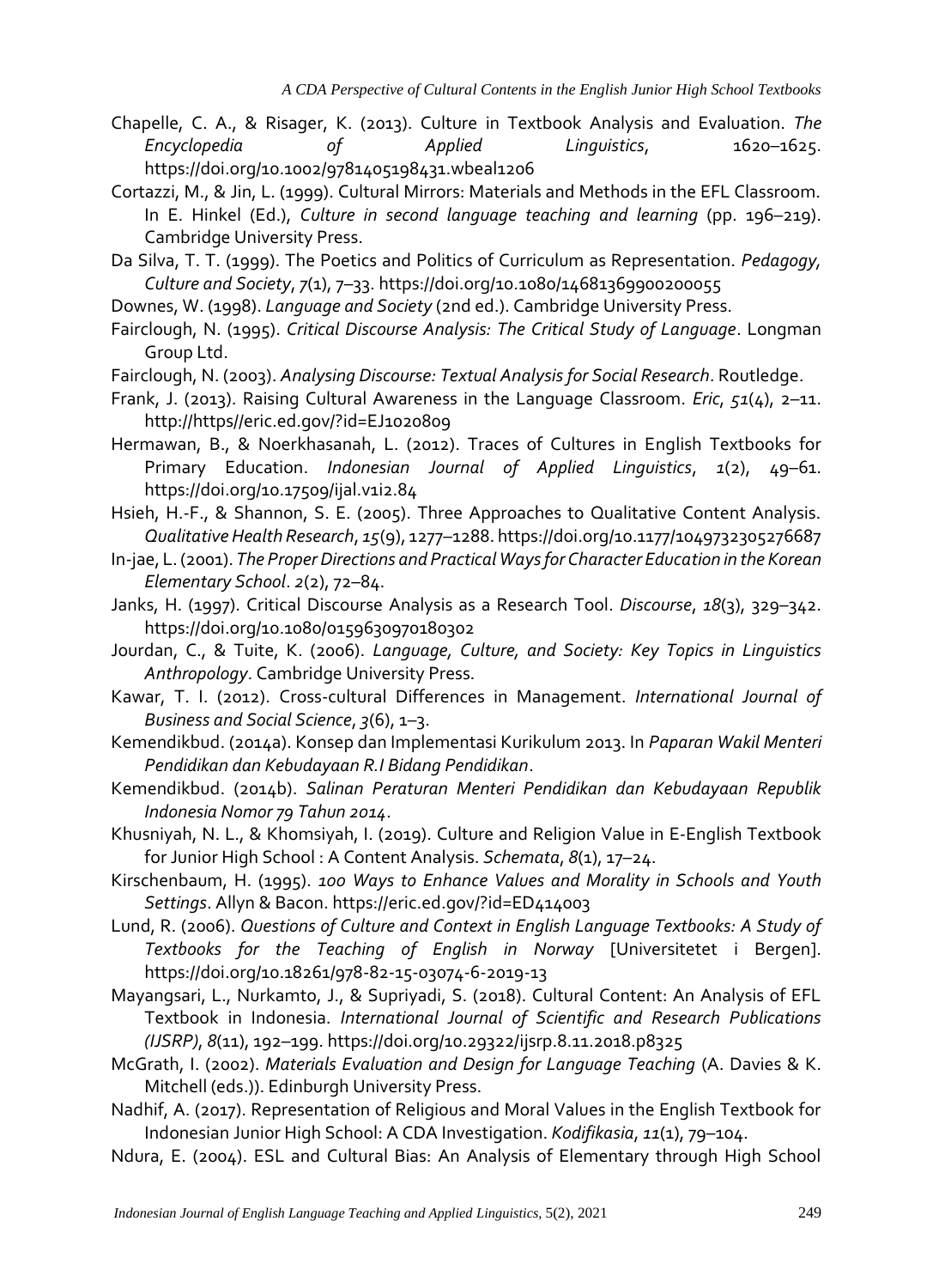Chapelle, C. A., & Risager, K. (2013). Culture in Textbook Analysis and Evaluation. *The Encyclopedia of Applied Linguistics*, 1620–1625. https://doi.org/10.1002/9781405198431.wbeal1206

Cortazzi, M., & Jin, L. (1999). Cultural Mirrors: Materials and Methods in the EFL Classroom. In E. Hinkel (Ed.), *Culture in second language teaching and learning* (pp. 196–219). Cambridge University Press.

Da Silva, T. T. (1999). The Poetics and Politics of Curriculum as Representation. *Pedagogy, Culture and Society*, *7*(1), 7–33. https://doi.org/10.1080/14681369900200055

Downes, W. (1998). *Language and Society* (2nd ed.). Cambridge University Press.

Fairclough, N. (1995). *Critical Discourse Analysis: The Critical Study of Language*. Longman Group Ltd.

Fairclough, N. (2003). *Analysing Discourse: Textual Analysis for Social Research*. Routledge.

Frank, J. (2013). Raising Cultural Awareness in the Language Classroom. *Eric*, *51*(4), 2–11. http://https//eric.ed.gov/?id=EJ1020809

Hermawan, B., & Noerkhasanah, L. (2012). Traces of Cultures in English Textbooks for Primary Education. *Indonesian Journal of Applied Linguistics*, *1*(2), 49–61. https://doi.org/10.17509/ijal.v1i2.84

Hsieh, H.-F., & Shannon, S. E. (2005). Three Approaches to Qualitative Content Analysis. *Qualitative Health Research*, *15*(9), 1277–1288. https://doi.org/10.1177/1049732305276687

In-jae, L. (2001). *The Proper Directions and Practical Ways for Character Education in the Korean Elementary School*. *2*(2), 72–84.

Janks, H. (1997). Critical Discourse Analysis as a Research Tool. *Discourse*, *18*(3), 329–342. https://doi.org/10.1080/0159630970180302

Jourdan, C., & Tuite, K. (2006). *Language, Culture, and Society: Key Topics in Linguistics Anthropology*. Cambridge University Press.

Kawar, T. I. (2012). Cross-cultural Differences in Management. *International Journal of Business and Social Science*, *3*(6), 1–3.

Kemendikbud. (2014a). Konsep dan Implementasi Kurikulum 2013. In *Paparan Wakil Menteri Pendidikan dan Kebudayaan R.I Bidang Pendidikan*.

Kemendikbud. (2014b). *Salinan Peraturan Menteri Pendidikan dan Kebudayaan Republik Indonesia Nomor 79 Tahun 2014*.

Khusniyah, N. L., & Khomsiyah, I. (2019). Culture and Religion Value in E-English Textbook for Junior High School : A Content Analysis. *Schemata*, *8*(1), 17–24.

Kirschenbaum, H. (1995). *100 Ways to Enhance Values and Morality in Schools and Youth Settings*. Allyn & Bacon. https://eric.ed.gov/?id=ED414003

Lund, R. (2006). *Questions of Culture and Context in English Language Textbooks: A Study of Textbooks for the Teaching of English in Norway* [Universitetet i Bergen]. https://doi.org/10.18261/978-82-15-03074-6-2019-13

Mayangsari, L., Nurkamto, J., & Supriyadi, S. (2018). Cultural Content: An Analysis of EFL Textbook in Indonesia. *International Journal of Scientific and Research Publications (IJSRP)*, *8*(11), 192–199. https://doi.org/10.29322/ijsrp.8.11.2018.p8325

McGrath, I. (2002). *Materials Evaluation and Design for Language Teaching* (A. Davies & K. Mitchell (eds.)). Edinburgh University Press.

Nadhif, A. (2017). Representation of Religious and Moral Values in the English Textbook for Indonesian Junior High School: A CDA Investigation. *Kodifikasia*, *11*(1), 79–104.

Ndura, E. (2004). ESL and Cultural Bias: An Analysis of Elementary through High School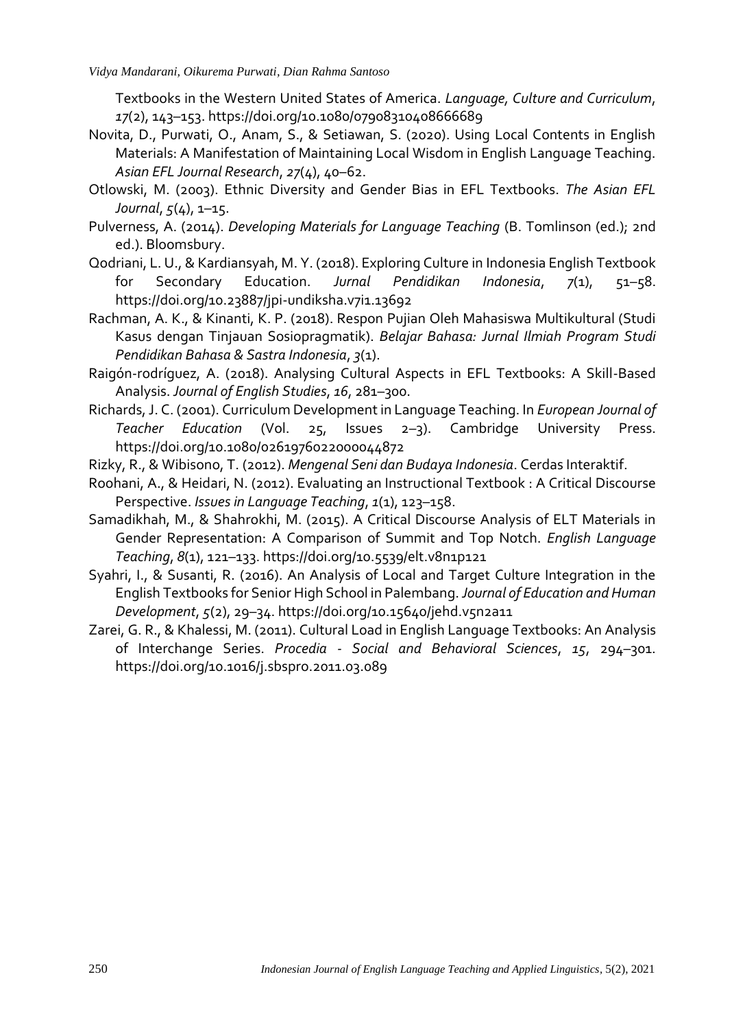Textbooks in the Western United States of America. *Language, Culture and Curriculum*, *17*(2), 143–153. https://doi.org/10.1080/07908310408666689

Novita, D., Purwati, O., Anam, S., & Setiawan, S. (2020). Using Local Contents in English Materials: A Manifestation of Maintaining Local Wisdom in English Language Teaching. *Asian EFL Journal Research*, *27*(4), 40–62.

Otlowski, M. (2003). Ethnic Diversity and Gender Bias in EFL Textbooks. *The Asian EFL Journal*, *5*(4), 1–15.

Pulverness, A. (2014). *Developing Materials for Language Teaching* (B. Tomlinson (ed.); 2nd ed.). Bloomsbury.

Qodriani, L. U., & Kardiansyah, M. Y. (2018). Exploring Culture in Indonesia English Textbook for Secondary Education. *Jurnal Pendidikan Indonesia*, *7*(1), 51–58. https://doi.org/10.23887/jpi-undiksha.v7i1.13692

Rachman, A. K., & Kinanti, K. P. (2018). Respon Pujian Oleh Mahasiswa Multikultural (Studi Kasus dengan Tinjauan Sosiopragmatik). *Belajar Bahasa: Jurnal Ilmiah Program Studi Pendidikan Bahasa & Sastra Indonesia*, *3*(1).

Raigón-rodríguez, A. (2018). Analysing Cultural Aspects in EFL Textbooks: A Skill-Based Analysis. *Journal of English Studies*, *16*, 281–300.

Richards, J. C. (2001). Curriculum Development in Language Teaching. In *European Journal of Teacher Education* (Vol. 25, Issues 2–3). Cambridge University Press. https://doi.org/10.1080/0261976022000044872

Rizky, R., & Wibisono, T. (2012). *Mengenal Seni dan Budaya Indonesia*. Cerdas Interaktif.

Roohani, A., & Heidari, N. (2012). Evaluating an Instructional Textbook : A Critical Discourse Perspective. *Issues in Language Teaching*, *1*(1), 123–158.

Samadikhah, M., & Shahrokhi, M. (2015). A Critical Discourse Analysis of ELT Materials in Gender Representation: A Comparison of Summit and Top Notch. *English Language Teaching*, *8*(1), 121–133. https://doi.org/10.5539/elt.v8n1p121

Syahri, I., & Susanti, R. (2016). An Analysis of Local and Target Culture Integration in the English Textbooks for Senior High School in Palembang. *Journal of Education and Human Development*, *5*(2), 29–34. https://doi.org/10.15640/jehd.v5n2a11

Zarei, G. R., & Khalessi, M. (2011). Cultural Load in English Language Textbooks: An Analysis of Interchange Series. *Procedia - Social and Behavioral Sciences*, *15*, 294–301. https://doi.org/10.1016/j.sbspro.2011.03.089